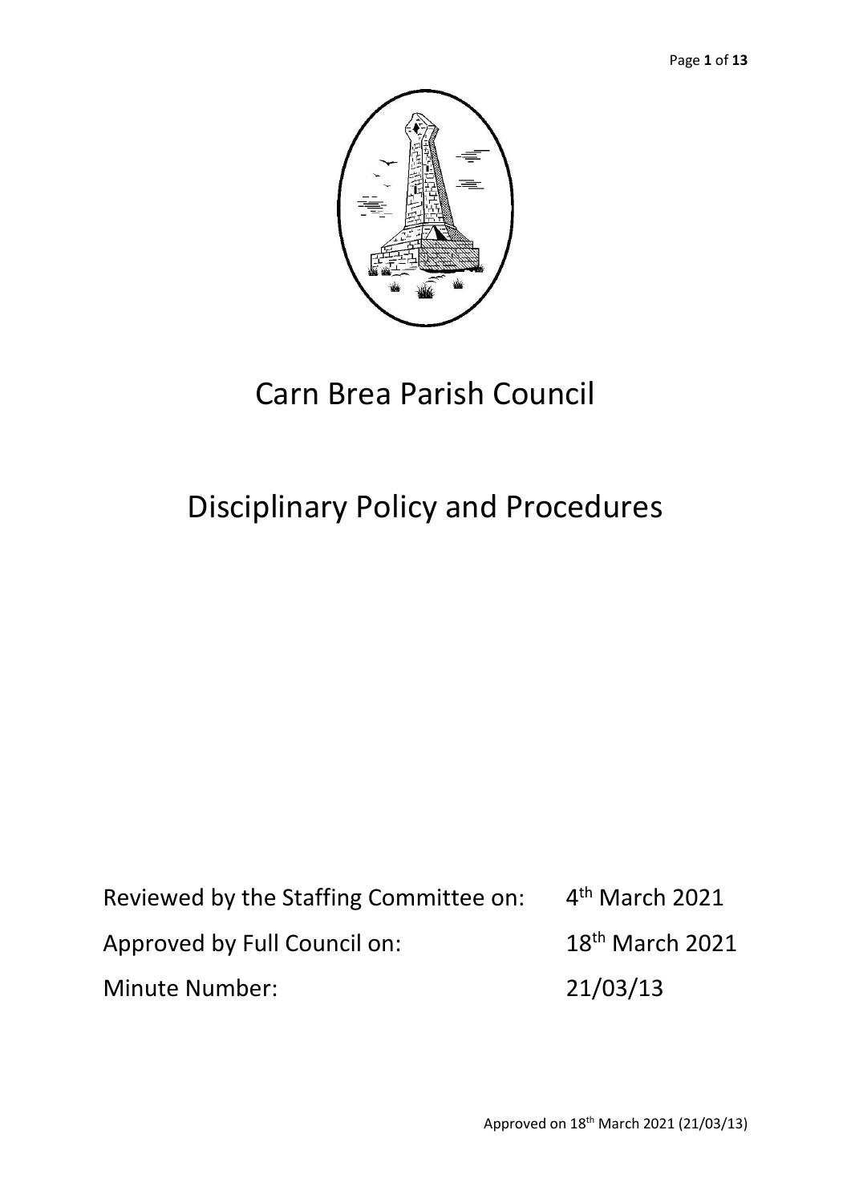# Carn Brea Parish Council

# Disciplinary Policy and Procedures

| | |
|---|---|
| Reviewed by the Staffing Committee on: | 4th March 2021 |
| Approved by Full Council on: | 18th March 2021 |
| Minute Number: | 21/03/13 |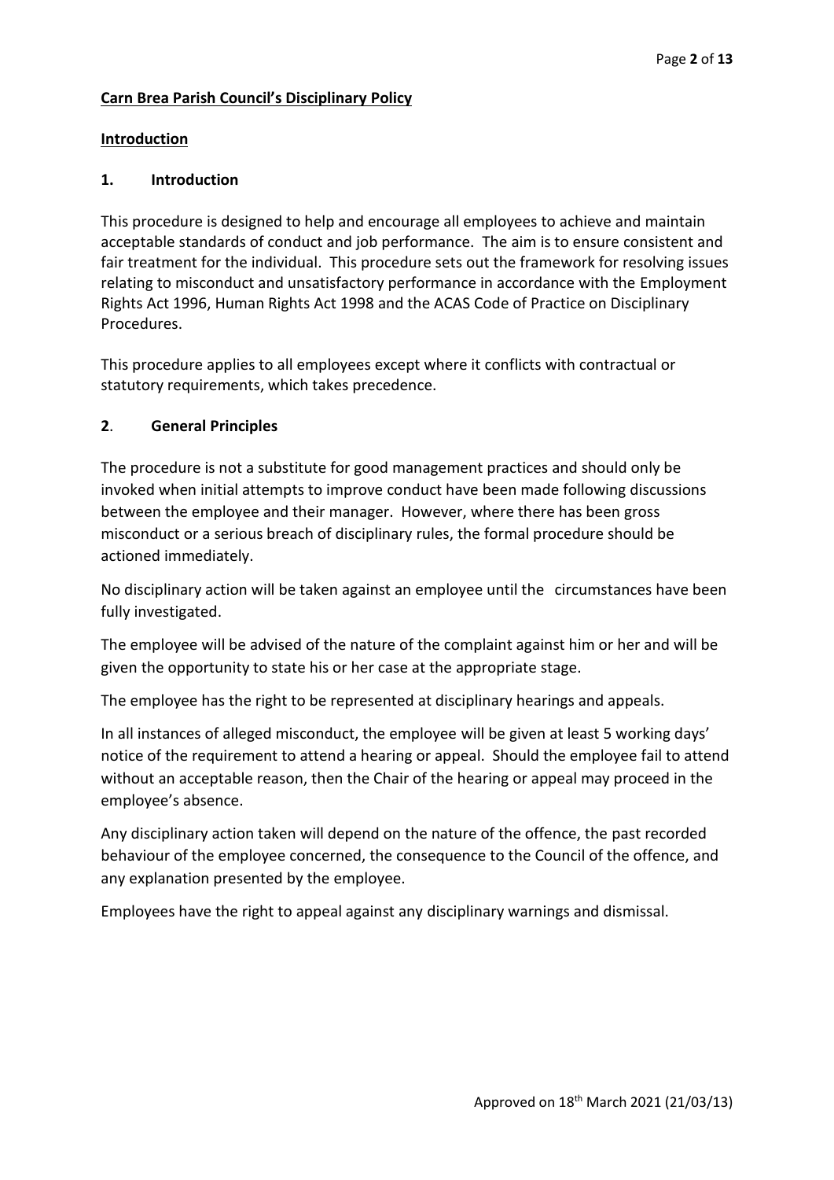**Carn Brea Parish Council's Disciplinary Policy**

**Introduction**

## 1. Introduction

This procedure is designed to help and encourage all employees to achieve and maintain acceptable standards of conduct and job performance. The aim is to ensure consistent and fair treatment for the individual. This procedure sets out the framework for resolving issues relating to misconduct and unsatisfactory performance in accordance with the Employment Rights Act 1996, Human Rights Act 1998 and the ACAS Code of Practice on Disciplinary Procedures.

This procedure applies to all employees except where it conflicts with contractual or statutory requirements, which takes precedence.

## 2. General Principles

The procedure is not a substitute for good management practices and should only be invoked when initial attempts to improve conduct have been made following discussions between the employee and their manager. However, where there has been gross misconduct or a serious breach of disciplinary rules, the formal procedure should be actioned immediately.

No disciplinary action will be taken against an employee until the circumstances have been fully investigated.

The employee will be advised of the nature of the complaint against him or her and will be given the opportunity to state his or her case at the appropriate stage.

The employee has the right to be represented at disciplinary hearings and appeals.

In all instances of alleged misconduct, the employee will be given at least 5 working days' notice of the requirement to attend a hearing or appeal. Should the employee fail to attend without an acceptable reason, then the Chair of the hearing or appeal may proceed in the employee's absence.

Any disciplinary action taken will depend on the nature of the offence, the past recorded behaviour of the employee concerned, the consequence to the Council of the offence, and any explanation presented by the employee.

Employees have the right to appeal against any disciplinary warnings and dismissal.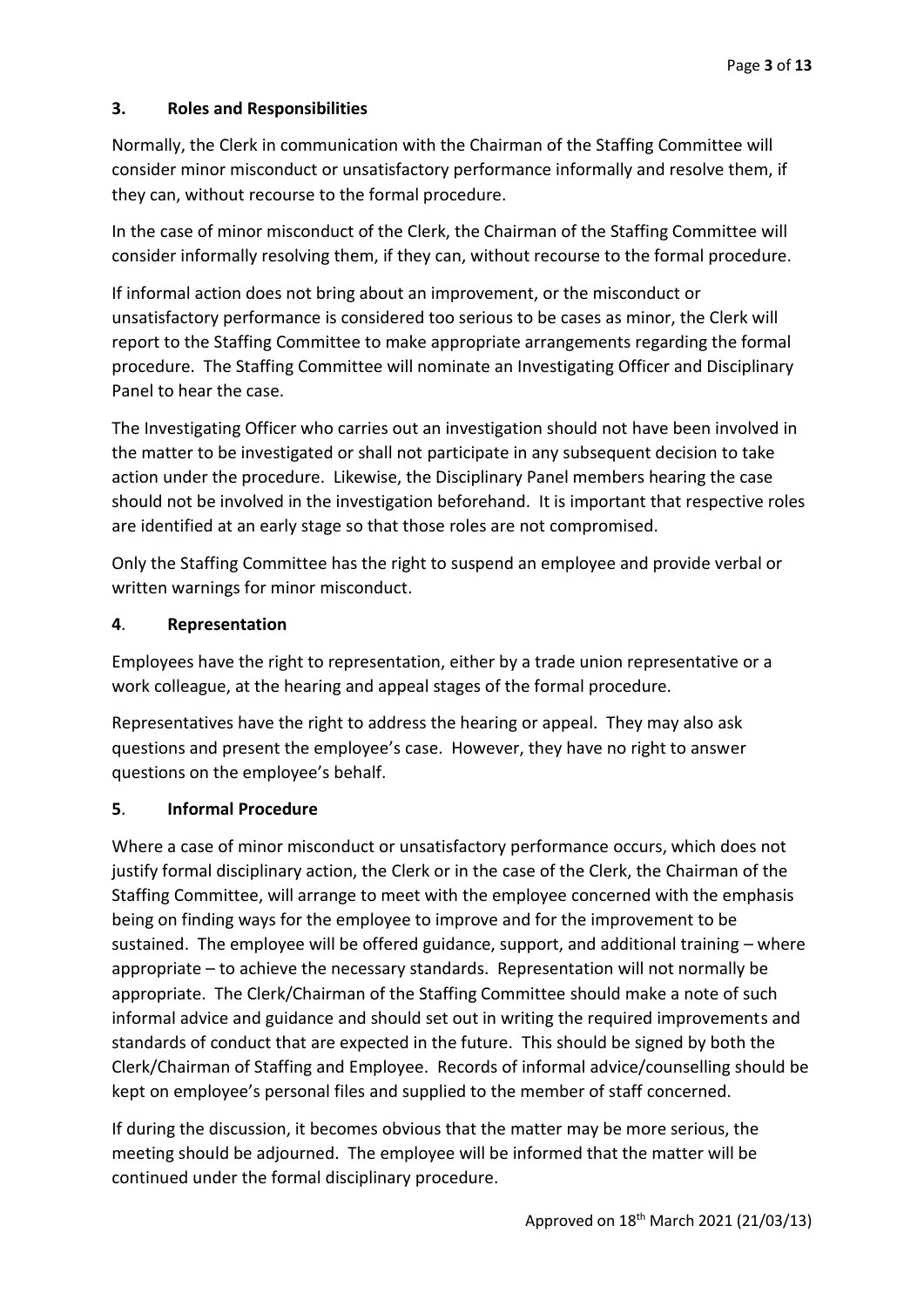## 3. Roles and Responsibilities

Normally, the Clerk in communication with the Chairman of the Staffing Committee will consider minor misconduct or unsatisfactory performance informally and resolve them, if they can, without recourse to the formal procedure.

In the case of minor misconduct of the Clerk, the Chairman of the Staffing Committee will consider informally resolving them, if they can, without recourse to the formal procedure.

If informal action does not bring about an improvement, or the misconduct or unsatisfactory performance is considered too serious to be cases as minor, the Clerk will report to the Staffing Committee to make appropriate arrangements regarding the formal procedure. The Staffing Committee will nominate an Investigating Officer and Disciplinary Panel to hear the case.

The Investigating Officer who carries out an investigation should not have been involved in the matter to be investigated or shall not participate in any subsequent decision to take action under the procedure. Likewise, the Disciplinary Panel members hearing the case should not be involved in the investigation beforehand. It is important that respective roles are identified at an early stage so that those roles are not compromised.

Only the Staffing Committee has the right to suspend an employee and provide verbal or written warnings for minor misconduct.

## 4. Representation

Employees have the right to representation, either by a trade union representative or a work colleague, at the hearing and appeal stages of the formal procedure.

Representatives have the right to address the hearing or appeal. They may also ask questions and present the employee's case. However, they have no right to answer questions on the employee's behalf.

## 5. Informal Procedure

Where a case of minor misconduct or unsatisfactory performance occurs, which does not justify formal disciplinary action, the Clerk or in the case of the Clerk, the Chairman of the Staffing Committee, will arrange to meet with the employee concerned with the emphasis being on finding ways for the employee to improve and for the improvement to be sustained. The employee will be offered guidance, support, and additional training – where appropriate – to achieve the necessary standards. Representation will not normally be appropriate. The Clerk/Chairman of the Staffing Committee should make a note of such informal advice and guidance and should set out in writing the required improvements and standards of conduct that are expected in the future. This should be signed by both the Clerk/Chairman of Staffing and Employee. Records of informal advice/counselling should be kept on employee's personal files and supplied to the member of staff concerned.

If during the discussion, it becomes obvious that the matter may be more serious, the meeting should be adjourned. The employee will be informed that the matter will be continued under the formal disciplinary procedure.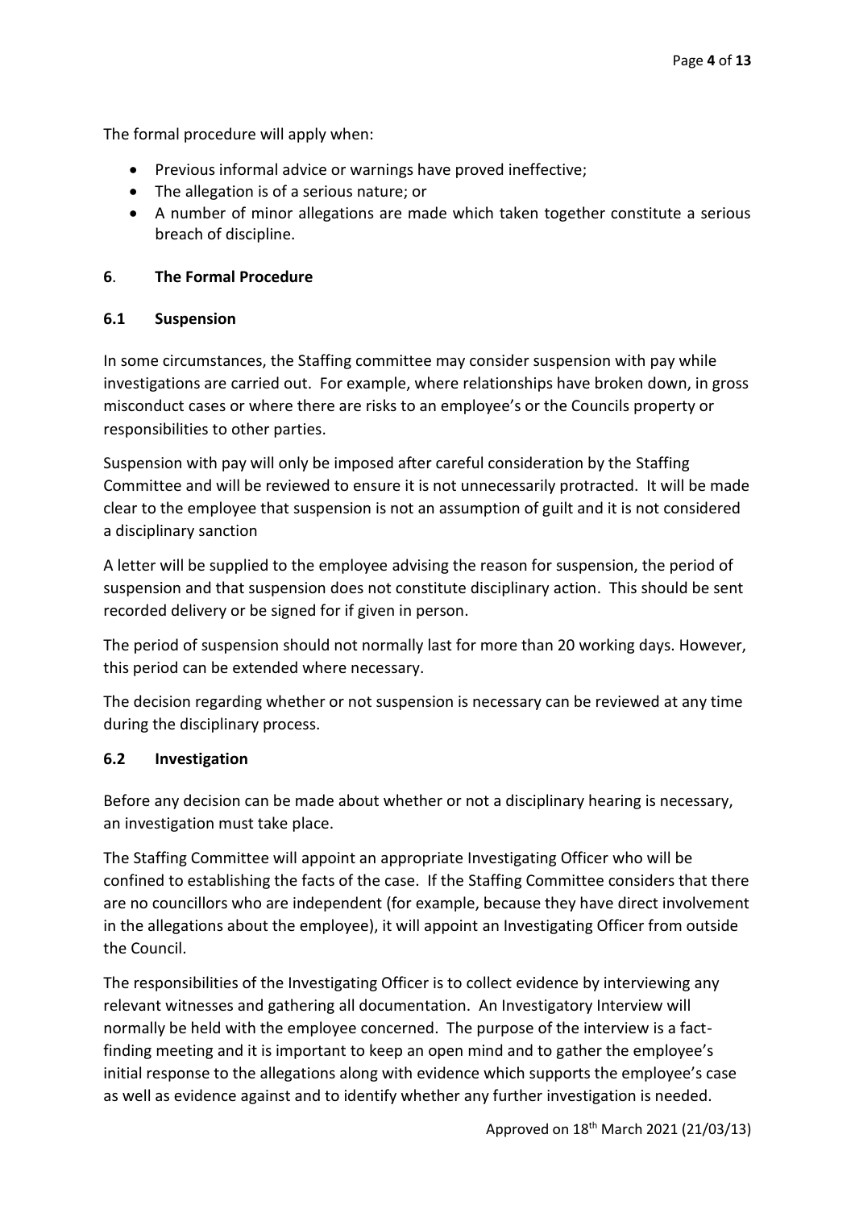The formal procedure will apply when:

- Previous informal advice or warnings have proved ineffective;
- The allegation is of a serious nature; or
- A number of minor allegations are made which taken together constitute a serious breach of discipline.

## 6. The Formal Procedure

### 6.1 Suspension

In some circumstances, the Staffing committee may consider suspension with pay while investigations are carried out. For example, where relationships have broken down, in gross misconduct cases or where there are risks to an employee's or the Councils property or responsibilities to other parties.

Suspension with pay will only be imposed after careful consideration by the Staffing Committee and will be reviewed to ensure it is not unnecessarily protracted. It will be made clear to the employee that suspension is not an assumption of guilt and it is not considered a disciplinary sanction

A letter will be supplied to the employee advising the reason for suspension, the period of suspension and that suspension does not constitute disciplinary action. This should be sent recorded delivery or be signed for if given in person.

The period of suspension should not normally last for more than 20 working days. However, this period can be extended where necessary.

The decision regarding whether or not suspension is necessary can be reviewed at any time during the disciplinary process.

### 6.2 Investigation

Before any decision can be made about whether or not a disciplinary hearing is necessary, an investigation must take place.

The Staffing Committee will appoint an appropriate Investigating Officer who will be confined to establishing the facts of the case. If the Staffing Committee considers that there are no councillors who are independent (for example, because they have direct involvement in the allegations about the employee), it will appoint an Investigating Officer from outside the Council.

The responsibilities of the Investigating Officer is to collect evidence by interviewing any relevant witnesses and gathering all documentation. An Investigatory Interview will normally be held with the employee concerned. The purpose of the interview is a fact-finding meeting and it is important to keep an open mind and to gather the employee's initial response to the allegations along with evidence which supports the employee's case as well as evidence against and to identify whether any further investigation is needed.

Approved on 18th March 2021 (21/03/13)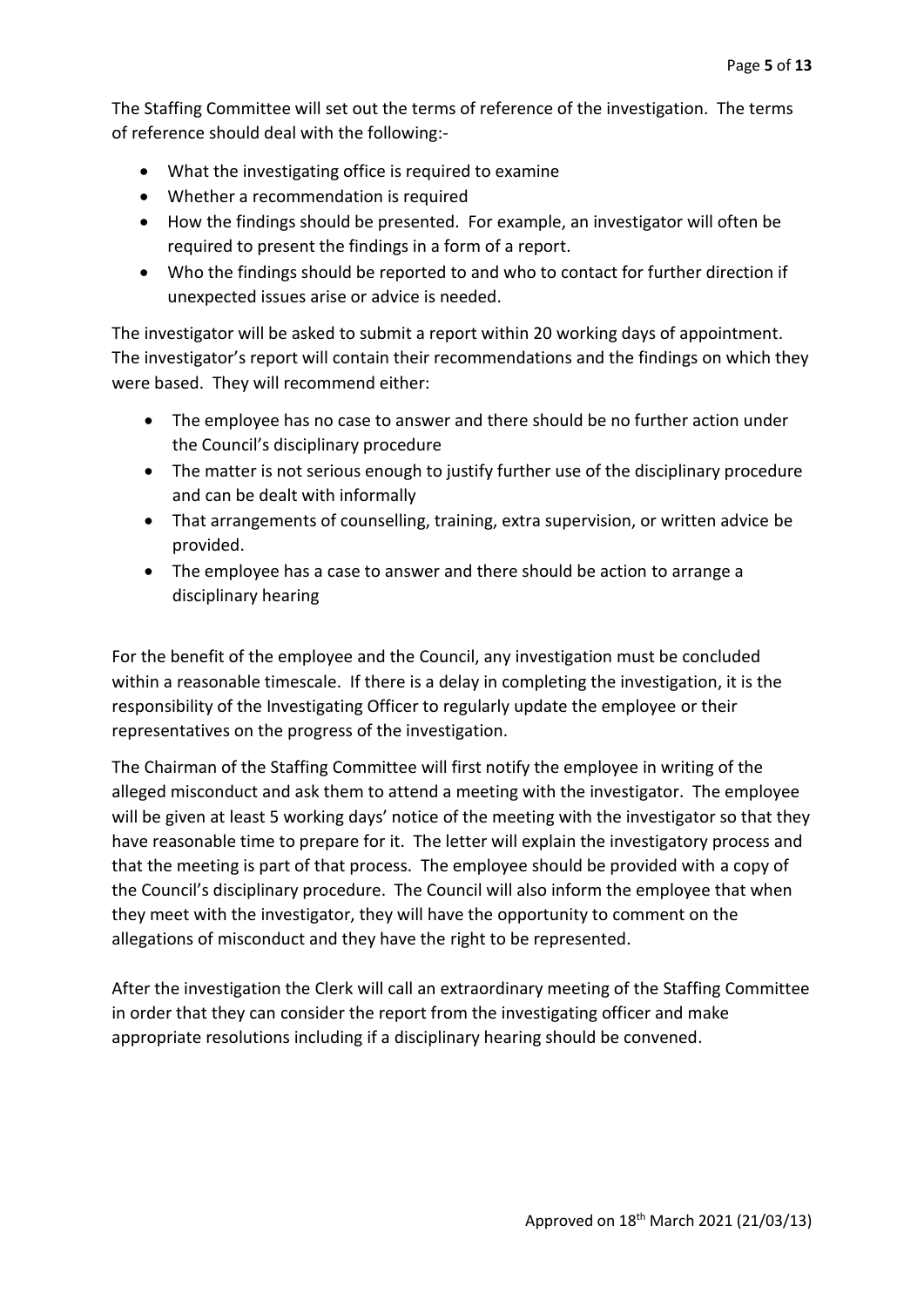The Staffing Committee will set out the terms of reference of the investigation. The terms of reference should deal with the following:-

- What the investigating office is required to examine
- Whether a recommendation is required
- How the findings should be presented. For example, an investigator will often be required to present the findings in a form of a report.
- Who the findings should be reported to and who to contact for further direction if unexpected issues arise or advice is needed.

The investigator will be asked to submit a report within 20 working days of appointment. The investigator's report will contain their recommendations and the findings on which they were based. They will recommend either:

- The employee has no case to answer and there should be no further action under the Council's disciplinary procedure
- The matter is not serious enough to justify further use of the disciplinary procedure and can be dealt with informally
- That arrangements of counselling, training, extra supervision, or written advice be provided.
- The employee has a case to answer and there should be action to arrange a disciplinary hearing

For the benefit of the employee and the Council, any investigation must be concluded within a reasonable timescale. If there is a delay in completing the investigation, it is the responsibility of the Investigating Officer to regularly update the employee or their representatives on the progress of the investigation.

The Chairman of the Staffing Committee will first notify the employee in writing of the alleged misconduct and ask them to attend a meeting with the investigator. The employee will be given at least 5 working days' notice of the meeting with the investigator so that they have reasonable time to prepare for it. The letter will explain the investigatory process and that the meeting is part of that process. The employee should be provided with a copy of the Council's disciplinary procedure. The Council will also inform the employee that when they meet with the investigator, they will have the opportunity to comment on the allegations of misconduct and they have the right to be represented.

After the investigation the Clerk will call an extraordinary meeting of the Staffing Committee in order that they can consider the report from the investigating officer and make appropriate resolutions including if a disciplinary hearing should be convened.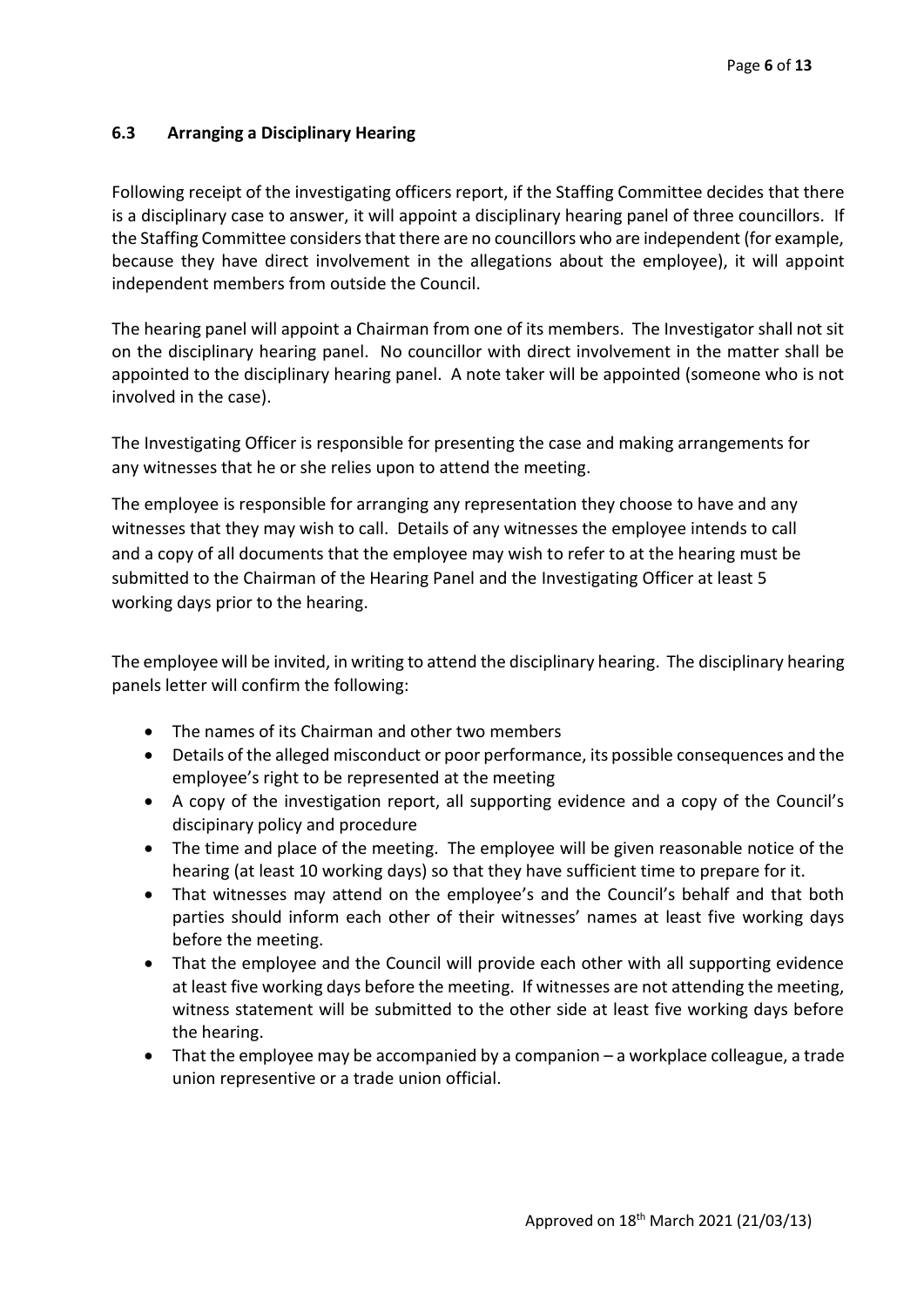### 6.3 Arranging a Disciplinary Hearing

Following receipt of the investigating officers report, if the Staffing Committee decides that there is a disciplinary case to answer, it will appoint a disciplinary hearing panel of three councillors. If the Staffing Committee considers that there are no councillors who are independent (for example, because they have direct involvement in the allegations about the employee), it will appoint independent members from outside the Council.

The hearing panel will appoint a Chairman from one of its members. The Investigator shall not sit on the disciplinary hearing panel. No councillor with direct involvement in the matter shall be appointed to the disciplinary hearing panel. A note taker will be appointed (someone who is not involved in the case).

The Investigating Officer is responsible for presenting the case and making arrangements for any witnesses that he or she relies upon to attend the meeting.

The employee is responsible for arranging any representation they choose to have and any witnesses that they may wish to call. Details of any witnesses the employee intends to call and a copy of all documents that the employee may wish to refer to at the hearing must be submitted to the Chairman of the Hearing Panel and the Investigating Officer at least 5 working days prior to the hearing.

The employee will be invited, in writing to attend the disciplinary hearing. The disciplinary hearing panels letter will confirm the following:

- The names of its Chairman and other two members
- Details of the alleged misconduct or poor performance, its possible consequences and the employee's right to be represented at the meeting
- A copy of the investigation report, all supporting evidence and a copy of the Council's disciplinary policy and procedure
- The time and place of the meeting. The employee will be given reasonable notice of the hearing (at least 10 working days) so that they have sufficient time to prepare for it.
- That witnesses may attend on the employee's and the Council's behalf and that both parties should inform each other of their witnesses' names at least five working days before the meeting.
- That the employee and the Council will provide each other with all supporting evidence at least five working days before the meeting. If witnesses are not attending the meeting, witness statement will be submitted to the other side at least five working days before the hearing.
- That the employee may be accompanied by a companion – a workplace colleague, a trade union representive or a trade union official.

Approved on 18th March 2021 (21/03/13)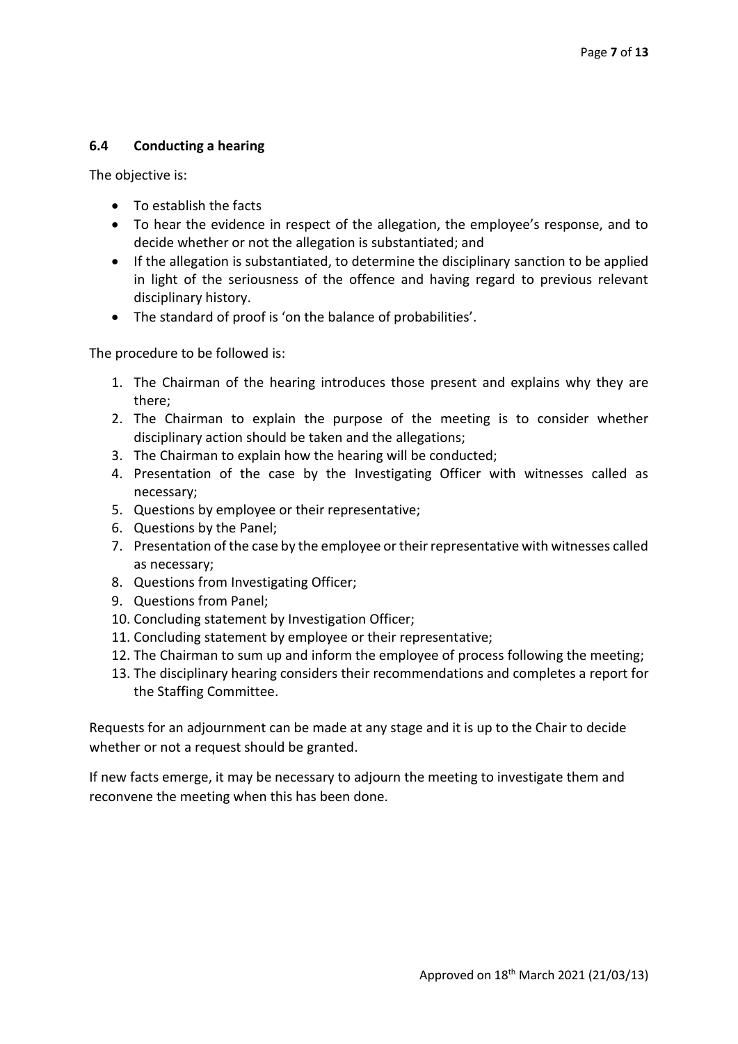### 6.4 Conducting a hearing

The objective is:

- To establish the facts
- To hear the evidence in respect of the allegation, the employee's response, and to decide whether or not the allegation is substantiated; and
- If the allegation is substantiated, to determine the disciplinary sanction to be applied in light of the seriousness of the offence and having regard to previous relevant disciplinary history.
- The standard of proof is 'on the balance of probabilities'.

The procedure to be followed is:

1. The Chairman of the hearing introduces those present and explains why they are there;
2. The Chairman to explain the purpose of the meeting is to consider whether disciplinary action should be taken and the allegations;
3. The Chairman to explain how the hearing will be conducted;
4. Presentation of the case by the Investigating Officer with witnesses called as necessary;
5. Questions by employee or their representative;
6. Questions by the Panel;
7. Presentation of the case by the employee or their representative with witnesses called as necessary;
8. Questions from Investigating Officer;
9. Questions from Panel;
10. Concluding statement by Investigation Officer;
11. Concluding statement by employee or their representative;
12. The Chairman to sum up and inform the employee of process following the meeting;
13. The disciplinary hearing considers their recommendations and completes a report for the Staffing Committee.

Requests for an adjournment can be made at any stage and it is up to the Chair to decide whether or not a request should be granted.

If new facts emerge, it may be necessary to adjourn the meeting to investigate them and reconvene the meeting when this has been done.

Approved on 18th March 2021 (21/03/13)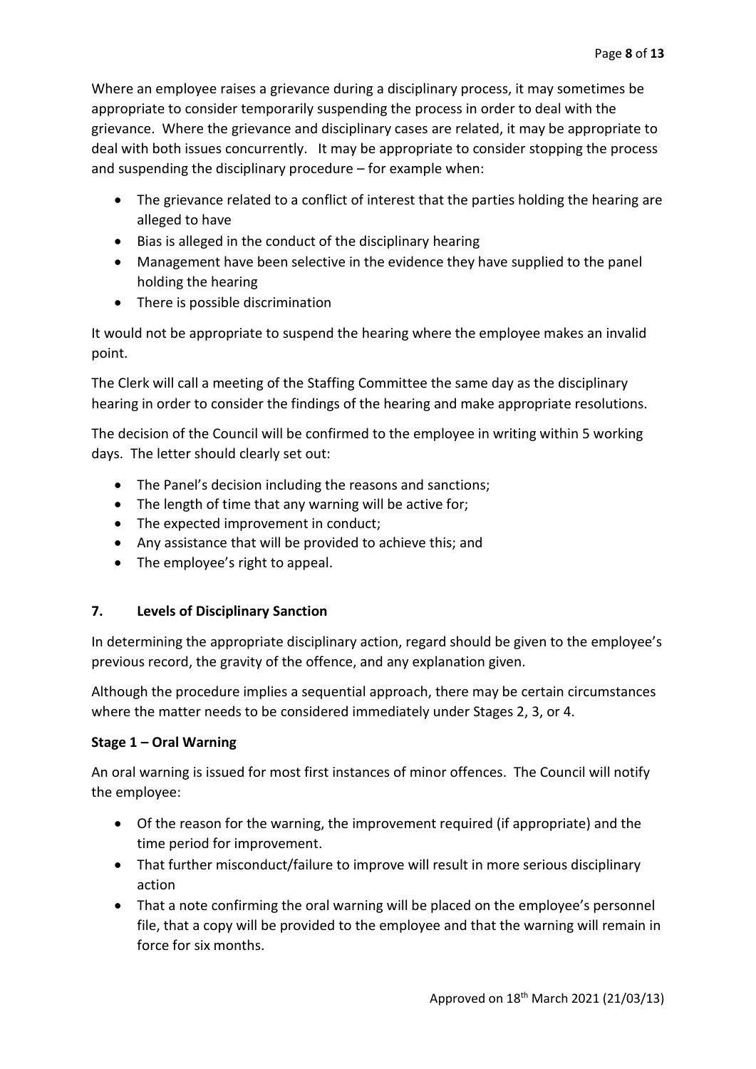Where an employee raises a grievance during a disciplinary process, it may sometimes be appropriate to consider temporarily suspending the process in order to deal with the grievance. Where the grievance and disciplinary cases are related, it may be appropriate to deal with both issues concurrently. It may be appropriate to consider stopping the process and suspending the disciplinary procedure – for example when:

- The grievance related to a conflict of interest that the parties holding the hearing are alleged to have
- Bias is alleged in the conduct of the disciplinary hearing
- Management have been selective in the evidence they have supplied to the panel holding the hearing
- There is possible discrimination

It would not be appropriate to suspend the hearing where the employee makes an invalid point.

The Clerk will call a meeting of the Staffing Committee the same day as the disciplinary hearing in order to consider the findings of the hearing and make appropriate resolutions.

The decision of the Council will be confirmed to the employee in writing within 5 working days. The letter should clearly set out:

- The Panel's decision including the reasons and sanctions;
- The length of time that any warning will be active for;
- The expected improvement in conduct;
- Any assistance that will be provided to achieve this; and
- The employee's right to appeal.

## 7. Levels of Disciplinary Sanction

In determining the appropriate disciplinary action, regard should be given to the employee's previous record, the gravity of the offence, and any explanation given.

Although the procedure implies a sequential approach, there may be certain circumstances where the matter needs to be considered immediately under Stages 2, 3, or 4.

### Stage 1 – Oral Warning

An oral warning is issued for most first instances of minor offences. The Council will notify the employee:

- Of the reason for the warning, the improvement required (if appropriate) and the time period for improvement.
- That further misconduct/failure to improve will result in more serious disciplinary action
- That a note confirming the oral warning will be placed on the employee's personnel file, that a copy will be provided to the employee and that the warning will remain in force for six months.

Approved on 18th March 2021 (21/03/13)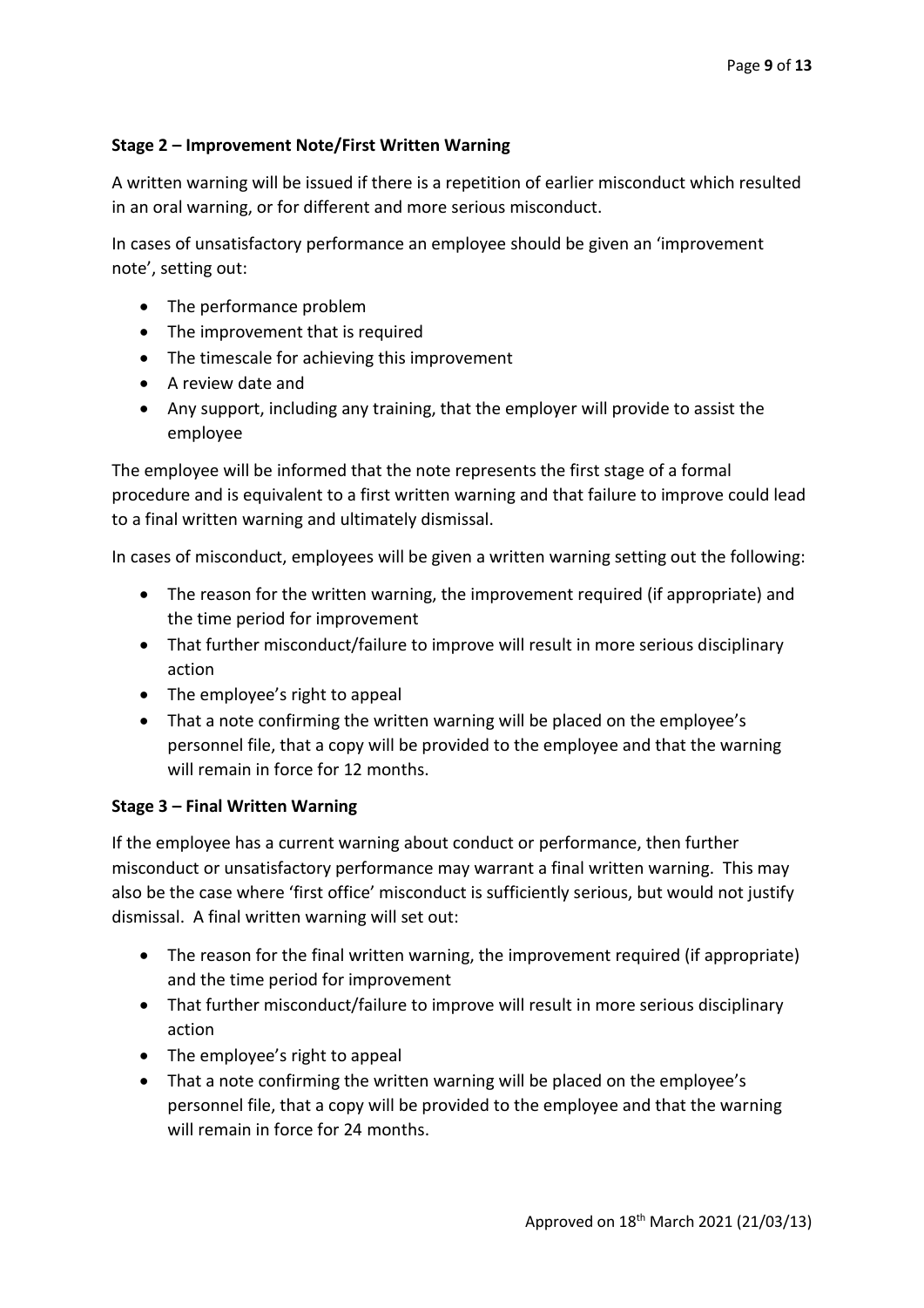**Stage 2 – Improvement Note/First Written Warning**

A written warning will be issued if there is a repetition of earlier misconduct which resulted in an oral warning, or for different and more serious misconduct.

In cases of unsatisfactory performance an employee should be given an 'improvement note', setting out:

- The performance problem
- The improvement that is required
- The timescale for achieving this improvement
- A review date and
- Any support, including any training, that the employer will provide to assist the employee

The employee will be informed that the note represents the first stage of a formal procedure and is equivalent to a first written warning and that failure to improve could lead to a final written warning and ultimately dismissal.

In cases of misconduct, employees will be given a written warning setting out the following:

- The reason for the written warning, the improvement required (if appropriate) and the time period for improvement
- That further misconduct/failure to improve will result in more serious disciplinary action
- The employee's right to appeal
- That a note confirming the written warning will be placed on the employee's personnel file, that a copy will be provided to the employee and that the warning will remain in force for 12 months.

**Stage 3 – Final Written Warning**

If the employee has a current warning about conduct or performance, then further misconduct or unsatisfactory performance may warrant a final written warning. This may also be the case where 'first office' misconduct is sufficiently serious, but would not justify dismissal. A final written warning will set out:

- The reason for the final written warning, the improvement required (if appropriate) and the time period for improvement
- That further misconduct/failure to improve will result in more serious disciplinary action
- The employee's right to appeal
- That a note confirming the written warning will be placed on the employee's personnel file, that a copy will be provided to the employee and that the warning will remain in force for 24 months.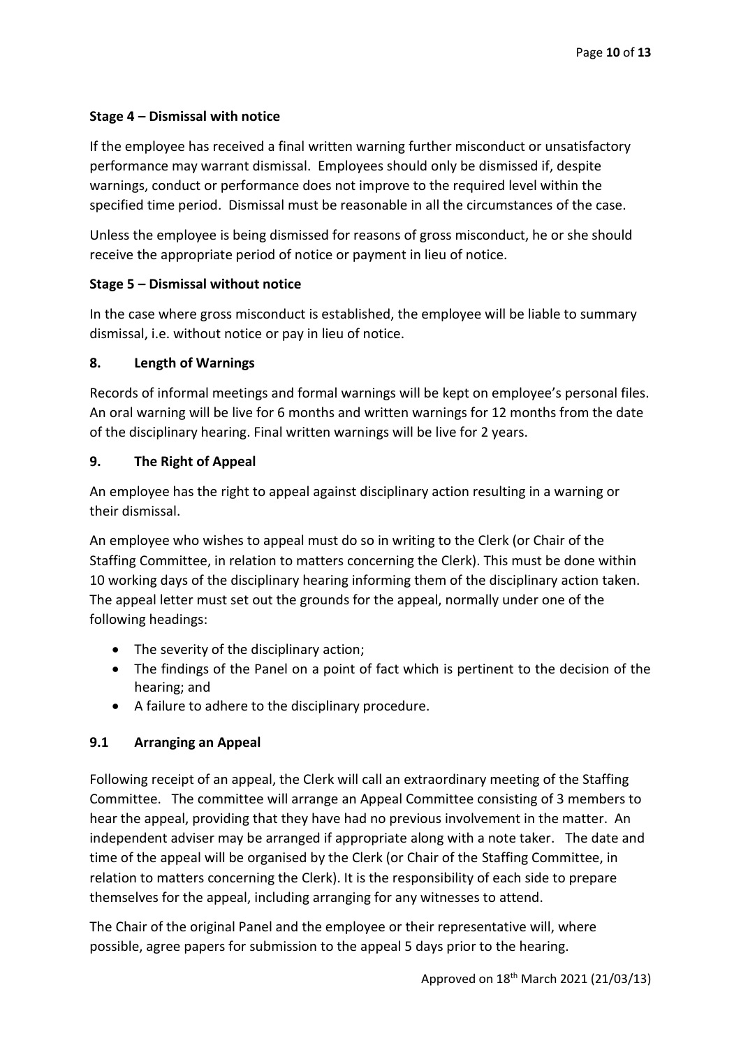**Stage 4 – Dismissal with notice**

If the employee has received a final written warning further misconduct or unsatisfactory performance may warrant dismissal. Employees should only be dismissed if, despite warnings, conduct or performance does not improve to the required level within the specified time period. Dismissal must be reasonable in all the circumstances of the case.

Unless the employee is being dismissed for reasons of gross misconduct, he or she should receive the appropriate period of notice or payment in lieu of notice.

**Stage 5 – Dismissal without notice**

In the case where gross misconduct is established, the employee will be liable to summary dismissal, i.e. without notice or pay in lieu of notice.

## 8. Length of Warnings

Records of informal meetings and formal warnings will be kept on employee's personal files. An oral warning will be live for 6 months and written warnings for 12 months from the date of the disciplinary hearing. Final written warnings will be live for 2 years.

## 9. The Right of Appeal

An employee has the right to appeal against disciplinary action resulting in a warning or their dismissal.

An employee who wishes to appeal must do so in writing to the Clerk (or Chair of the Staffing Committee, in relation to matters concerning the Clerk). This must be done within 10 working days of the disciplinary hearing informing them of the disciplinary action taken. The appeal letter must set out the grounds for the appeal, normally under one of the following headings:

- The severity of the disciplinary action;
- The findings of the Panel on a point of fact which is pertinent to the decision of the hearing; and
- A failure to adhere to the disciplinary procedure.

### 9.1 Arranging an Appeal

Following receipt of an appeal, the Clerk will call an extraordinary meeting of the Staffing Committee. The committee will arrange an Appeal Committee consisting of 3 members to hear the appeal, providing that they have had no previous involvement in the matter. An independent adviser may be arranged if appropriate along with a note taker. The date and time of the appeal will be organised by the Clerk (or Chair of the Staffing Committee, in relation to matters concerning the Clerk). It is the responsibility of each side to prepare themselves for the appeal, including arranging for any witnesses to attend.

The Chair of the original Panel and the employee or their representative will, where possible, agree papers for submission to the appeal 5 days prior to the hearing.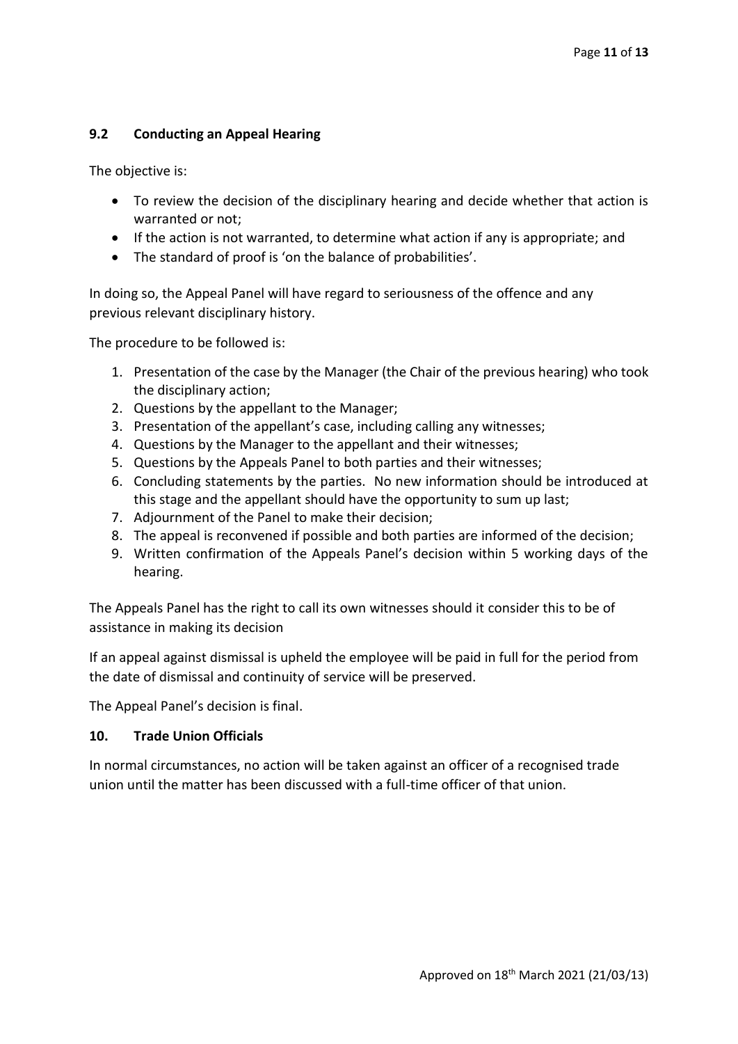### 9.2 Conducting an Appeal Hearing

The objective is:

- To review the decision of the disciplinary hearing and decide whether that action is warranted or not;
- If the action is not warranted, to determine what action if any is appropriate; and
- The standard of proof is 'on the balance of probabilities'.

In doing so, the Appeal Panel will have regard to seriousness of the offence and any previous relevant disciplinary history.

The procedure to be followed is:

1. Presentation of the case by the Manager (the Chair of the previous hearing) who took the disciplinary action;
2. Questions by the appellant to the Manager;
3. Presentation of the appellant's case, including calling any witnesses;
4. Questions by the Manager to the appellant and their witnesses;
5. Questions by the Appeals Panel to both parties and their witnesses;
6. Concluding statements by the parties. No new information should be introduced at this stage and the appellant should have the opportunity to sum up last;
7. Adjournment of the Panel to make their decision;
8. The appeal is reconvened if possible and both parties are informed of the decision;
9. Written confirmation of the Appeals Panel's decision within 5 working days of the hearing.

The Appeals Panel has the right to call its own witnesses should it consider this to be of assistance in making its decision

If an appeal against dismissal is upheld the employee will be paid in full for the period from the date of dismissal and continuity of service will be preserved.

The Appeal Panel's decision is final.

### 10. Trade Union Officials

In normal circumstances, no action will be taken against an officer of a recognised trade union until the matter has been discussed with a full-time officer of that union.

Approved on 18th March 2021 (21/03/13)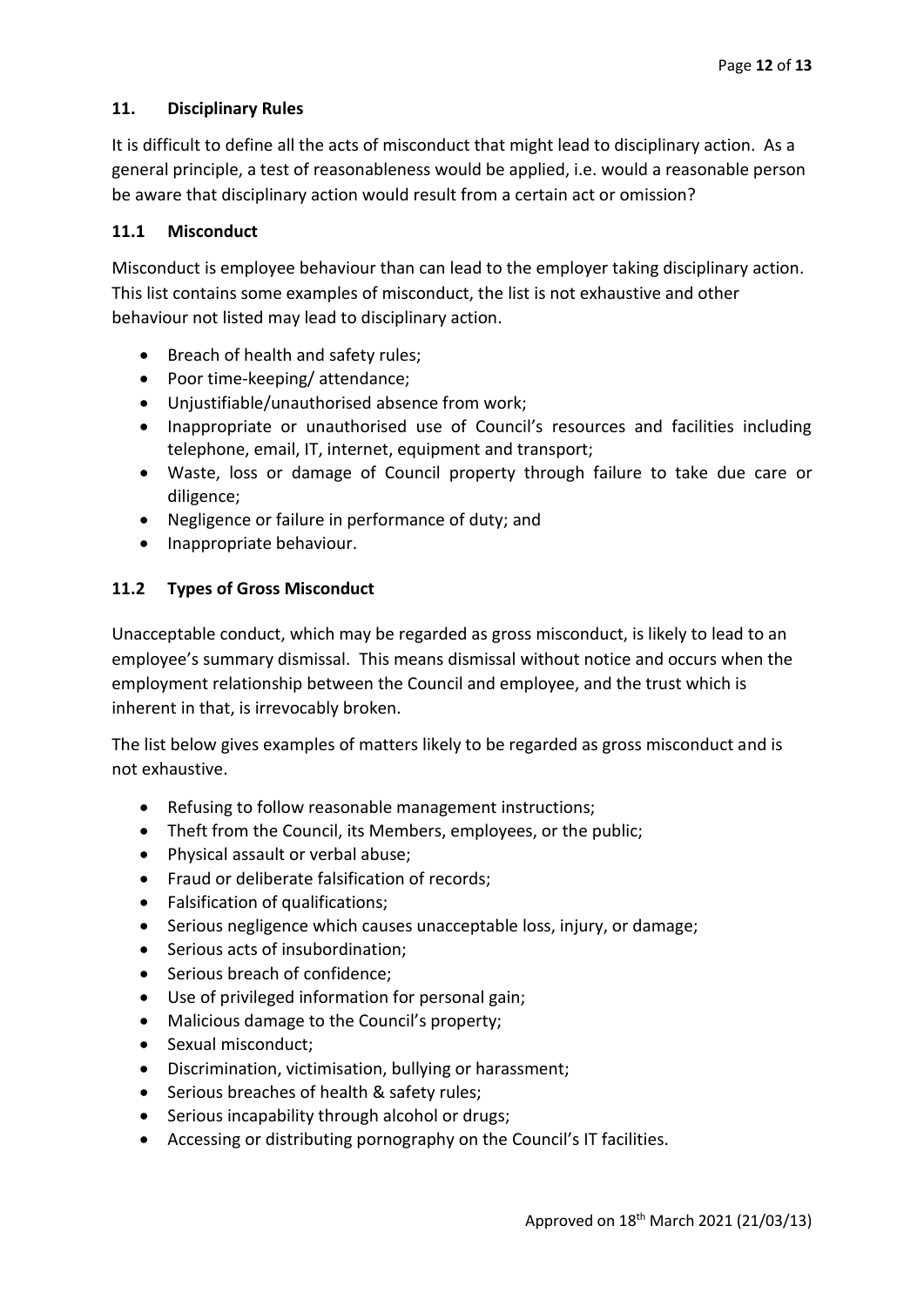## 11. Disciplinary Rules

It is difficult to define all the acts of misconduct that might lead to disciplinary action. As a general principle, a test of reasonableness would be applied, i.e. would a reasonable person be aware that disciplinary action would result from a certain act or omission?

### 11.1 Misconduct

Misconduct is employee behaviour than can lead to the employer taking disciplinary action. This list contains some examples of misconduct, the list is not exhaustive and other behaviour not listed may lead to disciplinary action.

- Breach of health and safety rules;
- Poor time-keeping/ attendance;
- Unjustifiable/unauthorised absence from work;
- Inappropriate or unauthorised use of Council's resources and facilities including telephone, email, IT, internet, equipment and transport;
- Waste, loss or damage of Council property through failure to take due care or diligence;
- Negligence or failure in performance of duty; and
- Inappropriate behaviour.

### 11.2 Types of Gross Misconduct

Unacceptable conduct, which may be regarded as gross misconduct, is likely to lead to an employee's summary dismissal. This means dismissal without notice and occurs when the employment relationship between the Council and employee, and the trust which is inherent in that, is irrevocably broken.

The list below gives examples of matters likely to be regarded as gross misconduct and is not exhaustive.

- Refusing to follow reasonable management instructions;
- Theft from the Council, its Members, employees, or the public;
- Physical assault or verbal abuse;
- Fraud or deliberate falsification of records;
- Falsification of qualifications;
- Serious negligence which causes unacceptable loss, injury, or damage;
- Serious acts of insubordination;
- Serious breach of confidence;
- Use of privileged information for personal gain;
- Malicious damage to the Council's property;
- Sexual misconduct;
- Discrimination, victimisation, bullying or harassment;
- Serious breaches of health & safety rules;
- Serious incapability through alcohol or drugs;
- Accessing or distributing pornography on the Council's IT facilities.

Approved on 18th March 2021 (21/03/13)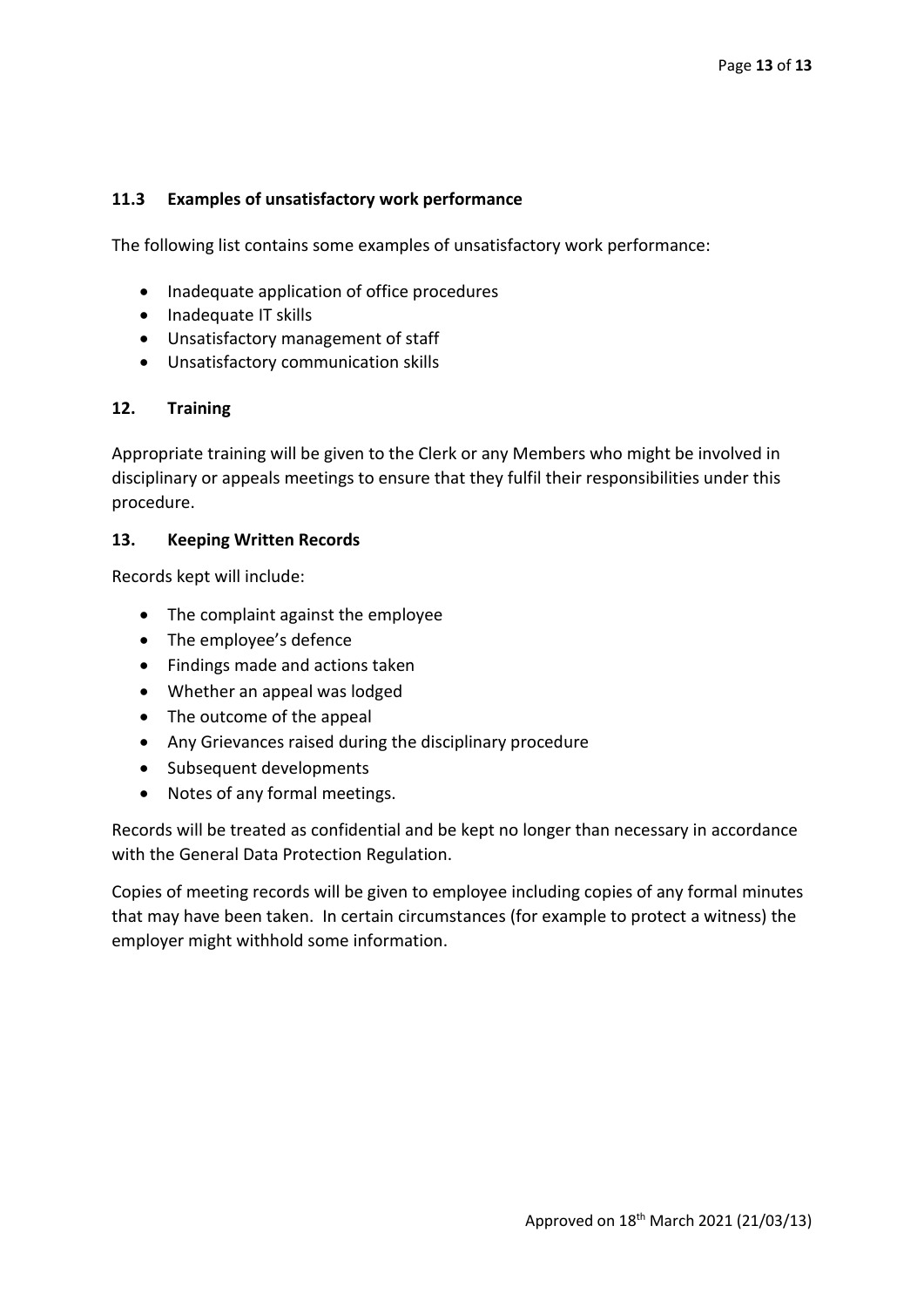### 11.3 Examples of unsatisfactory work performance

The following list contains some examples of unsatisfactory work performance:

- Inadequate application of office procedures
- Inadequate IT skills
- Unsatisfactory management of staff
- Unsatisfactory communication skills

## 12. Training

Appropriate training will be given to the Clerk or any Members who might be involved in disciplinary or appeals meetings to ensure that they fulfil their responsibilities under this procedure.

## 13. Keeping Written Records

Records kept will include:

- The complaint against the employee
- The employee's defence
- Findings made and actions taken
- Whether an appeal was lodged
- The outcome of the appeal
- Any Grievances raised during the disciplinary procedure
- Subsequent developments
- Notes of any formal meetings.

Records will be treated as confidential and be kept no longer than necessary in accordance with the General Data Protection Regulation.

Copies of meeting records will be given to employee including copies of any formal minutes that may have been taken. In certain circumstances (for example to protect a witness) the employer might withhold some information.

Approved on 18th March 2021 (21/03/13)